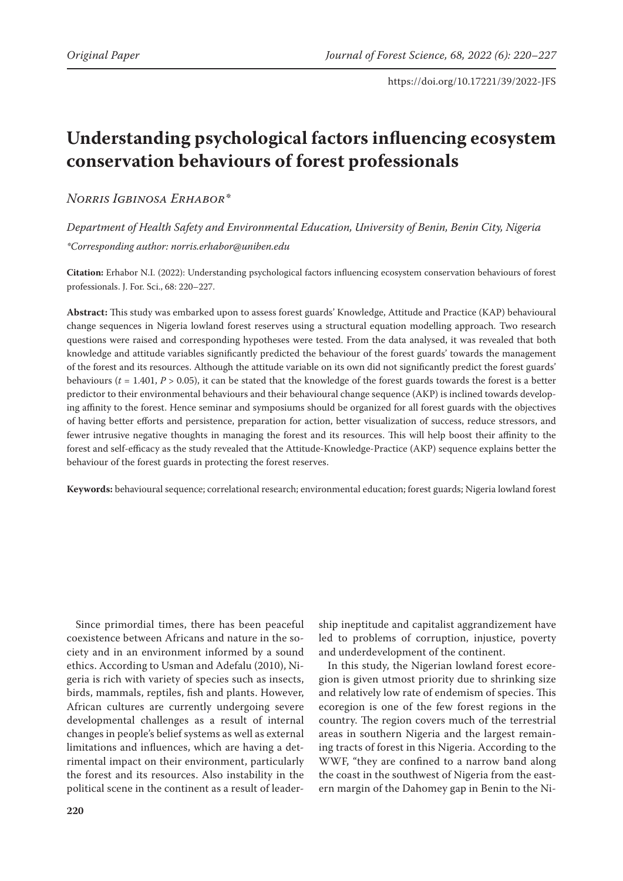https://doi.org/10.17221/39/2022-JFS

# Understanding psychological factors influencing ecosystem conservation behaviours of forest professionals

*Norris Igbinosa Erhabor\**

*Department of Health Safety and Environmental Education, University of Benin, Benin City, Nigeria*

*\*Corresponding author: norris.erhabor@uniben.edu*

**Citation:** Erhabor N.I. (2022): Understanding psychological factors influencing ecosystem conservation behaviours of forest professionals. J. For. Sci., 68: 220–227.

**Abstract:** This study was embarked upon to assess forest guards' Knowledge, Attitude and Practice (KAP) behavioural change sequences in Nigeria lowland forest reserves using a structural equation modelling approach. Two research questions were raised and corresponding hypotheses were tested. From the data analysed, it was revealed that both knowledge and attitude variables significantly predicted the behaviour of the forest guards' towards the management of the forest and its resources. Although the attitude variable on its own did not significantly predict the forest guards' behaviours ($t = 1.401$, $P > 0.05$), it can be stated that the knowledge of the forest guards towards the forest is a better predictor to their environmental behaviours and their behavioural change sequence (AKP) is inclined towards developing affinity to the forest. Hence seminar and symposiums should be organized for all forest guards with the objectives of having better efforts and persistence, preparation for action, better visualization of success, reduce stressors, and fewer intrusive negative thoughts in managing the forest and its resources. This will help boost their affinity to the forest and self-efficacy as the study revealed that the Attitude-Knowledge-Practice (AKP) sequence explains better the behaviour of the forest guards in protecting the forest reserves.

**Keywords:** behavioural sequence; correlational research; environmental education; forest guards; Nigeria lowland forest

Since primordial times, there has been peaceful coexistence between Africans and nature in the society and in an environment informed by a sound ethics. According to Usman and Adefalu (2010), Nigeria is rich with variety of species such as insects, birds, mammals, reptiles, fish and plants. However, African cultures are currently undergoing severe developmental challenges as a result of internal changes in people's belief systems as well as external limitations and influences, which are having a detrimental impact on their environment, particularly the forest and its resources. Also instability in the political scene in the continent as a result of leadership ineptitude and capitalist aggrandizement have led to problems of corruption, injustice, poverty and underdevelopment of the continent.

In this study, the Nigerian lowland forest ecoregion is given utmost priority due to shrinking size and relatively low rate of endemism of species. This ecoregion is one of the few forest regions in the country. The region covers much of the terrestrial areas in southern Nigeria and the largest remaining tracts of forest in this Nigeria. According to the WWF, "they are confined to a narrow band along the coast in the southwest of Nigeria from the eastern margin of the Dahomey gap in Benin to the Ni-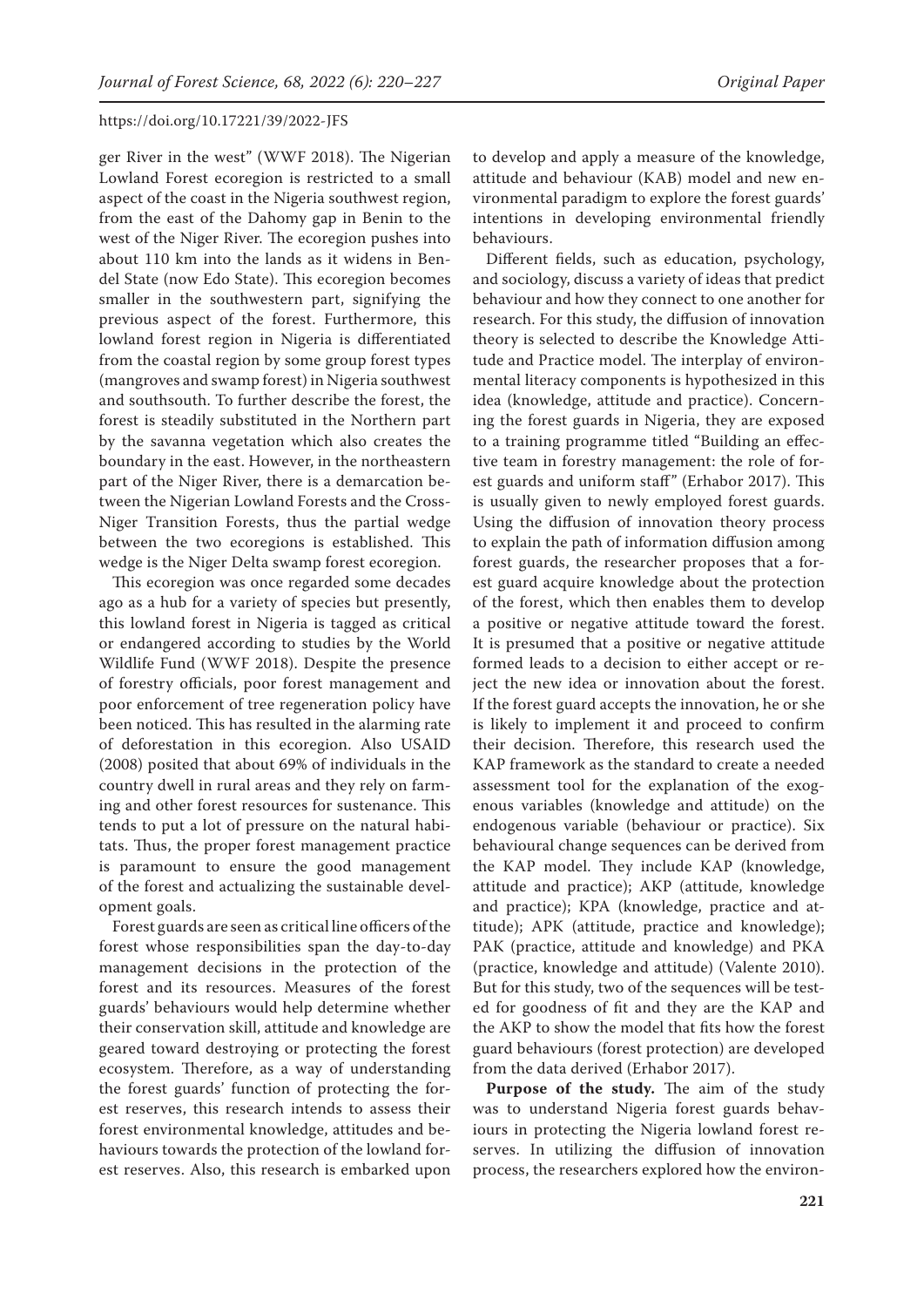ger River in the west" (WWF 2018). The Nigerian Lowland Forest ecoregion is restricted to a small aspect of the coast in the Nigeria southwest region, from the east of the Dahomy gap in Benin to the west of the Niger River. The ecoregion pushes into about 110 km into the lands as it widens in Bendel State (now Edo State). This ecoregion becomes smaller in the southwestern part, signifying the previous aspect of the forest. Furthermore, this lowland forest region in Nigeria is differentiated from the coastal region by some group forest types (mangroves and swamp forest) in Nigeria southwest and southsouth. To further describe the forest, the forest is steadily substituted in the Northern part by the savanna vegetation which also creates the boundary in the east. However, in the northeastern part of the Niger River, there is a demarcation between the Nigerian Lowland Forests and the Cross-Niger Transition Forests, thus the partial wedge between the two ecoregions is established. This wedge is the Niger Delta swamp forest ecoregion.

This ecoregion was once regarded some decades ago as a hub for a variety of species but presently, this lowland forest in Nigeria is tagged as critical or endangered according to studies by the World Wildlife Fund (WWF 2018). Despite the presence of forestry officials, poor forest management and poor enforcement of tree regeneration policy have been noticed. This has resulted in the alarming rate of deforestation in this ecoregion. Also USAID (2008) posited that about 69% of individuals in the country dwell in rural areas and they rely on farming and other forest resources for sustenance. This tends to put a lot of pressure on the natural habitats. Thus, the proper forest management practice is paramount to ensure the good management of the forest and actualizing the sustainable development goals.

Forest guards are seen as critical line officers of the forest whose responsibilities span the day-to-day management decisions in the protection of the forest and its resources. Measures of the forest guards' behaviours would help determine whether their conservation skill, attitude and knowledge are geared toward destroying or protecting the forest ecosystem. Therefore, as a way of understanding the forest guards' function of protecting the forest reserves, this research intends to assess their forest environmental knowledge, attitudes and behaviours towards the protection of the lowland forest reserves. Also, this research is embarked upon to develop and apply a measure of the knowledge, attitude and behaviour (KAB) model and new environmental paradigm to explore the forest guards' intentions in developing environmental friendly behaviours.

Different fields, such as education, psychology, and sociology, discuss a variety of ideas that predict behaviour and how they connect to one another for research. For this study, the diffusion of innovation theory is selected to describe the Knowledge Attitude and Practice model. The interplay of environmental literacy components is hypothesized in this idea (knowledge, attitude and practice). Concerning the forest guards in Nigeria, they are exposed to a training programme titled "Building an effective team in forestry management: the role of forest guards and uniform staff" (Erhabor 2017). This is usually given to newly employed forest guards. Using the diffusion of innovation theory process to explain the path of information diffusion among forest guards, the researcher proposes that a forest guard acquire knowledge about the protection of the forest, which then enables them to develop a positive or negative attitude toward the forest. It is presumed that a positive or negative attitude formed leads to a decision to either accept or reject the new idea or innovation about the forest. If the forest guard accepts the innovation, he or she is likely to implement it and proceed to confirm their decision. Therefore, this research used the KAP framework as the standard to create a needed assessment tool for the explanation of the exogenous variables (knowledge and attitude) on the endogenous variable (behaviour or practice). Six behavioural change sequences can be derived from the KAP model. They include KAP (knowledge, attitude and practice); AKP (attitude, knowledge and practice); KPA (knowledge, practice and attitude); APK (attitude, practice and knowledge); PAK (practice, attitude and knowledge) and PKA (practice, knowledge and attitude) (Valente 2010). But for this study, two of the sequences will be tested for goodness of fit and they are the KAP and the AKP to show the model that fits how the forest guard behaviours (forest protection) are developed from the data derived (Erhabor 2017).

**Purpose of the study.** The aim of the study was to understand Nigeria forest guards behaviours in protecting the Nigeria lowland forest reserves. In utilizing the diffusion of innovation process, the researchers explored how the environ-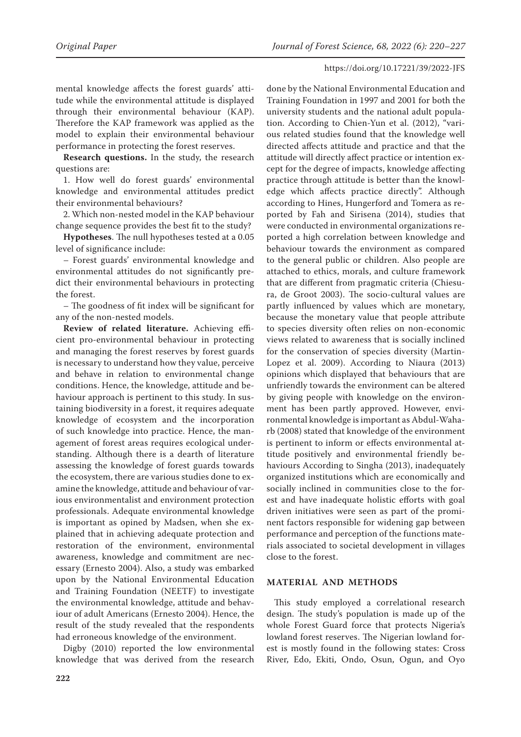mental knowledge affects the forest guards' attitude while the environmental attitude is displayed through their environmental behaviour (KAP). Therefore the KAP framework was applied as the model to explain their environmental behaviour performance in protecting the forest reserves.

**Research questions.** In the study, the research questions are:

1. How well do forest guards' environmental knowledge and environmental attitudes predict their environmental behaviours?

2. Which non-nested model in the KAP behaviour change sequence provides the best fit to the study?

**Hypotheses**. The null hypotheses tested at a 0.05 level of significance include:

– Forest guards' environmental knowledge and environmental attitudes do not significantly predict their environmental behaviours in protecting the forest.

– The goodness of fit index will be significant for any of the non-nested models.

**Review of related literature.** Achieving efficient pro-environmental behaviour in protecting and managing the forest reserves by forest guards is necessary to understand how they value, perceive and behave in relation to environmental change conditions. Hence, the knowledge, attitude and behaviour approach is pertinent to this study. In sustaining biodiversity in a forest, it requires adequate knowledge of ecosystem and the incorporation of such knowledge into practice. Hence, the management of forest areas requires ecological understanding. Although there is a dearth of literature assessing the knowledge of forest guards towards the ecosystem, there are various studies done to examine the knowledge, attitude and behaviour of various environmentalist and environment protection professionals. Adequate environmental knowledge is important as opined by Madsen, when she explained that in achieving adequate protection and restoration of the environment, environmental awareness, knowledge and commitment are necessary (Ernesto 2004). Also, a study was embarked upon by the National Environmental Education and Training Foundation (NEETF) to investigate the environmental knowledge, attitude and behaviour of adult Americans (Ernesto 2004). Hence, the result of the study revealed that the respondents had erroneous knowledge of the environment.

Digby (2010) reported the low environmental knowledge that was derived from the research done by the National Environmental Education and Training Foundation in 1997 and 2001 for both the university students and the national adult population. According to Chien-Yun et al. (2012), "various related studies found that the knowledge well directed affects attitude and practice and that the attitude will directly affect practice or intention except for the degree of impacts, knowledge affecting practice through attitude is better than the knowledge which affects practice directly". Although according to Hines, Hungerford and Tomera as reported by Fah and Sirisena (2014), studies that were conducted in environmental organizations reported a high correlation between knowledge and behaviour towards the environment as compared to the general public or children. Also people are attached to ethics, morals, and culture framework that are different from pragmatic criteria (Chiesura, de Groot 2003). The socio-cultural values are partly influenced by values which are monetary, because the monetary value that people attribute to species diversity often relies on non-economic views related to awareness that is socially inclined for the conservation of species diversity (Martin-Lopez et al. 2009). According to Niaura (2013) opinions which displayed that behaviours that are unfriendly towards the environment can be altered by giving people with knowledge on the environment has been partly approved. However, environmental knowledge is important as Abdul-Waharb (2008) stated that knowledge of the environment is pertinent to inform or effects environmental attitude positively and environmental friendly behaviours According to Singha (2013), inadequately organized institutions which are economically and socially inclined in communities close to the forest and have inadequate holistic efforts with goal driven initiatives were seen as part of the prominent factors responsible for widening gap between performance and perception of the functions materials associated to societal development in villages close to the forest.

## MATERIAL AND METHODS

This study employed a correlational research design. The study's population is made up of the whole Forest Guard force that protects Nigeria's lowland forest reserves. The Nigerian lowland forest is mostly found in the following states: Cross River, Edo, Ekiti, Ondo, Osun, Ogun, and Oyo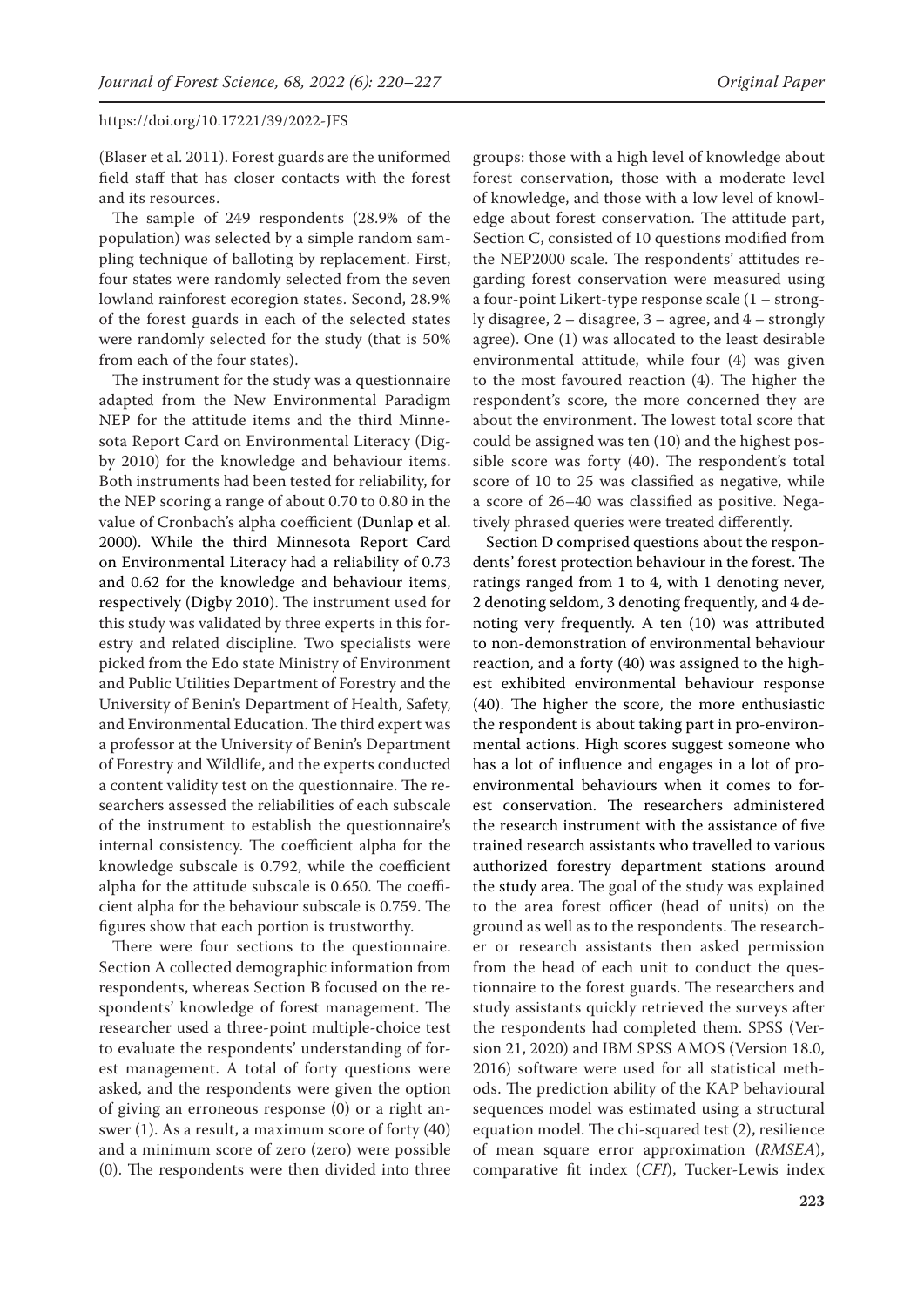(Blaser et al. 2011). Forest guards are the uniformed field staff that has closer contacts with the forest and its resources.

The sample of 249 respondents (28.9% of the population) was selected by a simple random sampling technique of balloting by replacement. First, four states were randomly selected from the seven lowland rainforest ecoregion states. Second, 28.9% of the forest guards in each of the selected states were randomly selected for the study (that is 50% from each of the four states).

The instrument for the study was a questionnaire adapted from the New Environmental Paradigm NEP for the attitude items and the third Minnesota Report Card on Environmental Literacy (Digby 2010) for the knowledge and behaviour items. Both instruments had been tested for reliability, for the NEP scoring a range of about 0.70 to 0.80 in the value of Cronbach's alpha coefficient (Dunlap et al. 2000). While the third Minnesota Report Card on Environmental Literacy had a reliability of 0.73 and 0.62 for the knowledge and behaviour items, respectively (Digby 2010). The instrument used for this study was validated by three experts in this forestry and related discipline. Two specialists were picked from the Edo state Ministry of Environment and Public Utilities Department of Forestry and the University of Benin's Department of Health, Safety, and Environmental Education. The third expert was a professor at the University of Benin's Department of Forestry and Wildlife, and the experts conducted a content validity test on the questionnaire. The researchers assessed the reliabilities of each subscale of the instrument to establish the questionnaire's internal consistency. The coefficient alpha for the knowledge subscale is 0.792, while the coefficient alpha for the attitude subscale is 0.650. The coefficient alpha for the behaviour subscale is 0.759. The figures show that each portion is trustworthy.

There were four sections to the questionnaire. Section A collected demographic information from respondents, whereas Section B focused on the respondents' knowledge of forest management. The researcher used a three-point multiple-choice test to evaluate the respondents' understanding of forest management. A total of forty questions were asked, and the respondents were given the option of giving an erroneous response (0) or a right answer (1). As a result, a maximum score of forty (40) and a minimum score of zero (zero) were possible (0). The respondents were then divided into three groups: those with a high level of knowledge about forest conservation, those with a moderate level of knowledge, and those with a low level of knowledge about forest conservation. The attitude part, Section C, consisted of 10 questions modified from the NEP2000 scale. The respondents' attitudes regarding forest conservation were measured using a four-point Likert-type response scale (1 – strongly disagree, 2 – disagree, 3 – agree, and 4 – strongly agree). One (1) was allocated to the least desirable environmental attitude, while four (4) was given to the most favoured reaction (4). The higher the respondent's score, the more concerned they are about the environment. The lowest total score that could be assigned was ten (10) and the highest possible score was forty (40). The respondent's total score of 10 to 25 was classified as negative, while a score of 26–40 was classified as positive. Negatively phrased queries were treated differently.

Section D comprised questions about the respondents' forest protection behaviour in the forest. The ratings ranged from 1 to 4, with 1 denoting never, 2 denoting seldom, 3 denoting frequently, and 4 denoting very frequently. A ten (10) was attributed to non-demonstration of environmental behaviour reaction, and a forty (40) was assigned to the highest exhibited environmental behaviour response (40). The higher the score, the more enthusiastic the respondent is about taking part in pro-environmental actions. High scores suggest someone who has a lot of influence and engages in a lot of pro-environmental behaviours when it comes to forest conservation. The researchers administered the research instrument with the assistance of five trained research assistants who travelled to various authorized forestry department stations around the study area. The goal of the study was explained to the area forest officer (head of units) on the ground as well as to the respondents. The researcher or research assistants then asked permission from the head of each unit to conduct the questionnaire to the forest guards. The researchers and study assistants quickly retrieved the surveys after the respondents had completed them. SPSS (Version 21, 2020) and IBM SPSS AMOS (Version 18.0, 2016) software were used for all statistical methods. The prediction ability of the KAP behavioural sequences model was estimated using a structural equation model. The chi-squared test (2), resilience of mean square error approximation (*RMSEA*), comparative fit index (*CFI*), Tucker-Lewis index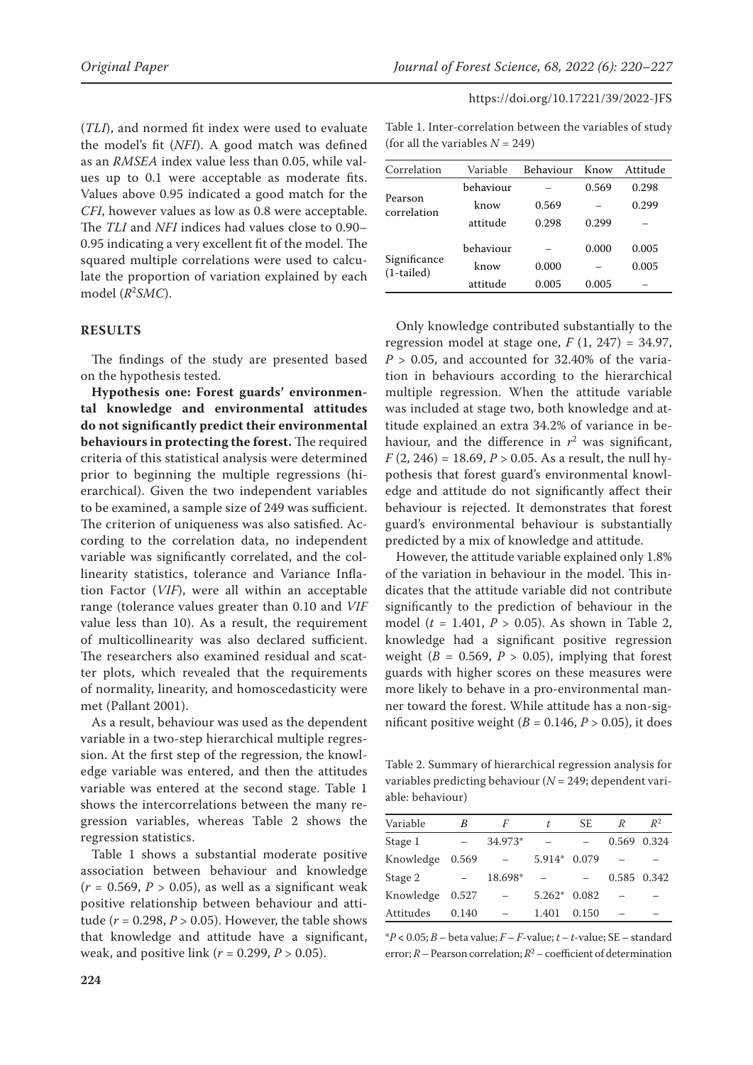(*TLI*), and normed fit index were used to evaluate the model's fit (*NFI*). A good match was defined as an *RMSEA* index value less than 0.05, while values up to 0.1 were acceptable as moderate fits. Values above 0.95 indicated a good match for the *CFI*, however values as low as 0.8 were acceptable. The *TLI* and *NFI* indices had values close to 0.90–0.95 indicating a very excellent fit of the model. The squared multiple correlations were used to calculate the proportion of variation explained by each model ($R^2SMC$).

## RESULTS

The findings of the study are presented based on the hypothesis tested.

**Hypothesis one: Forest guards' environmental knowledge and environmental attitudes do not significantly predict their environmental behaviours in protecting the forest.** The required criteria of this statistical analysis were determined prior to beginning the multiple regressions (hierarchical). Given the two independent variables to be examined, a sample size of 249 was sufficient. The criterion of uniqueness was also satisfied. According to the correlation data, no independent variable was significantly correlated, and the collinearity statistics, tolerance and Variance Inflation Factor (*VIF*), were all within an acceptable range (tolerance values greater than 0.10 and *VIF* value less than 10). As a result, the requirement of multicollinearity was also declared sufficient. The researchers also examined residual and scatter plots, which revealed that the requirements of normality, linearity, and homoscedasticity were met (Pallant 2001).

As a result, behaviour was used as the dependent variable in a two-step hierarchical multiple regression. At the first step of the regression, the knowledge variable was entered, and then the attitudes variable was entered at the second stage. Table 1 shows the intercorrelations between the many regression variables, whereas Table 2 shows the regression statistics.

Table 1 shows a substantial moderate positive association between behaviour and knowledge ($r = 0.569$, $P > 0.05$), as well as a significant weak positive relationship between behaviour and attitude ($r = 0.298$, $P > 0.05$). However, the table shows that knowledge and attitude have a significant, weak, and positive link ($r = 0.299$, $P > 0.05$).

Table 1. Inter-correlation between the variables of study (for all the variables $N = 249$)

| Correlation | Variable | Behaviour | Know | Attitude |
|---|---|---|---|---|
| Pearson correlation | behaviour | – | 0.569 | 0.298 |
| | know | 0.569 | – | 0.299 |
| | attitude | 0.298 | 0.299 | – |
| Significance (1-tailed) | behaviour | – | 0.000 | 0.005 |
| | know | 0.000 | – | 0.005 |
| | attitude | 0.005 | 0.005 | – |

Only knowledge contributed substantially to the regression model at stage one, $F$ (1, 247) = 34.97, $P > 0.05$, and accounted for 32.40% of the variation in behaviours according to the hierarchical multiple regression. When the attitude variable was included at stage two, both knowledge and attitude explained an extra 34.2% of variance in behaviour, and the difference in $r^2$ was significant, $F$ (2, 246) = 18.69, $P > 0.05$. As a result, the null hypothesis that forest guard's environmental knowledge and attitude do not significantly affect their behaviour is rejected. It demonstrates that forest guard's environmental behaviour is substantially predicted by a mix of knowledge and attitude.

However, the attitude variable explained only 1.8% of the variation in behaviour in the model. This indicates that the attitude variable did not contribute significantly to the prediction of behaviour in the model ($t = 1.401$, $P > 0.05$). As shown in Table 2, knowledge had a significant positive regression weight ($B = 0.569$, $P > 0.05$), implying that forest guards with higher scores on these measures were more likely to behave in a pro-environmental manner toward the forest. While attitude has a non-significant positive weight ($B = 0.146$, $P > 0.05$), it does

Table 2. Summary of hierarchical regression analysis for variables predicting behaviour ($N = 249$; dependent variable: behaviour)

| Variable | $B$ | $F$ | $t$ | SE | $R$ | $R^2$ |
|---|---|---|---|---|---|---|
| Stage 1 | – | 34.973* | – | – | 0.569 | 0.324 |
| Knowledge | 0.569 | – | 5.914* | 0.079 | – | – |
| Stage 2 | – | 18.698* | – | – | 0.585 | 0.342 |
| Knowledge | 0.527 | – | 5.262* | 0.082 | – | – |
| Attitudes | 0.140 | – | 1.401 | 0.150 | – | – |

*$P < 0.05$; $B$ – beta value; $F$ – $F$-value; $t$ – $t$-value; SE – standard error; $R$ – Pearson correlation; $R^2$ – coefficient of determination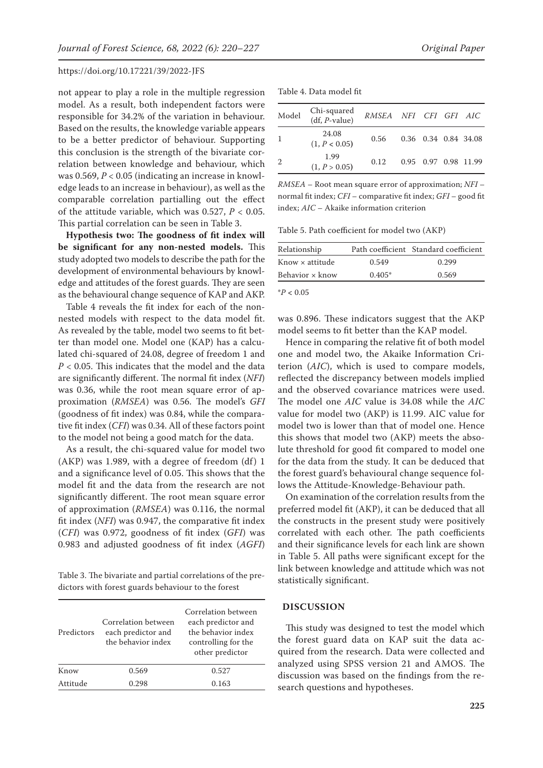not appear to play a role in the multiple regression model. As a result, both independent factors were responsible for 34.2% of the variation in behaviour. Based on the results, the knowledge variable appears to be a better predictor of behaviour. Supporting this conclusion is the strength of the bivariate correlation between knowledge and behaviour, which was 0.569, $P < 0.05$ (indicating an increase in knowledge leads to an increase in behaviour), as well as the comparable correlation partialling out the effect of the attitude variable, which was 0.527, $P < 0.05$. This partial correlation can be seen in Table 3.

**Hypothesis two: The goodness of fit index will be significant for any non-nested models.** This study adopted two models to describe the path for the development of environmental behaviours by knowledge and attitudes of the forest guards. They are seen as the behavioural change sequence of KAP and AKP.

Table 4 reveals the fit index for each of the non-nested models with respect to the data model fit. As revealed by the table, model two seems to fit better than model one. Model one (KAP) has a calculated chi-squared of 24.08, degree of freedom 1 and $P < 0.05$. This indicates that the model and the data are significantly different. The normal fit index (*NFI*) was 0.36, while the root mean square error of approximation (*RMSEA*) was 0.56. The model's *GFI* (goodness of fit index) was 0.84, while the comparative fit index (*CFI*) was 0.34. All of these factors point to the model not being a good match for the data.

As a result, the chi-squared value for model two (AKP) was 1.989, with a degree of freedom (df) 1 and a significance level of 0.05. This shows that the model fit and the data from the research are not significantly different. The root mean square error of approximation (*RMSEA*) was 0.116, the normal fit index (*NFI*) was 0.947, the comparative fit index (*CFI*) was 0.972, goodness of fit index (*GFI*) was 0.983 and adjusted goodness of fit index (*AGFI*) was 0.896. These indicators suggest that the AKP model seems to fit better than the KAP model.

Table 3. The bivariate and partial correlations of the predictors with forest guards behaviour to the forest

| Predictors | Correlation between each predictor and the behavior index | Correlation between each predictor and the behavior index controlling for the other predictor |
|---|---|---|
| Know | 0.569 | 0.527 |
| Attitude | 0.298 | 0.163 |

Table 4. Data model fit

| Model | Chi-squared (df, *P*-value) | *RMSEA* | *NFI* | *CFI* | *GFI* | *AIC* |
|---|---|---|---|---|---|---|
| 1 | 24.08 (1, $P < 0.05$) | 0.56 | 0.36 | 0.34 | 0.84 | 34.08 |
| 2 | 1.99 (1, $P > 0.05$) | 0.12 | 0.95 | 0.97 | 0.98 | 11.99 |

*RMSEA* – Root mean square error of approximation; *NFI* – normal fit index; *CFI* – comparative fit index; *GFI* – good fit index; *AIC* – Akaike information criterion

Table 5. Path coefficient for model two (AKP)

| Relationship | Path coefficient | Standard coefficient |
|---|---|---|
| Know × attitude | 0.549 | 0.299 |
| Behavior × know | 0.405* | 0.569 |

*$P < 0.05$

Hence in comparing the relative fit of both model one and model two, the Akaike Information Criterion (*AIC*), which is used to compare models, reflected the discrepancy between models implied and the observed covariance matrices were used. The model one *AIC* value is 34.08 while the *AIC* value for model two (AKP) is 11.99. AIC value for model two is lower than that of model one. Hence this shows that model two (AKP) meets the absolute threshold for good fit compared to model one for the data from the study. It can be deduced that the forest guard's behavioural change sequence follows the Attitude-Knowledge-Behaviour path.

On examination of the correlation results from the preferred model fit (AKP), it can be deduced that all the constructs in the present study were positively correlated with each other. The path coefficients and their significance levels for each link are shown in Table 5. All paths were significant except for the link between knowledge and attitude which was not statistically significant.

## DISCUSSION

This study was designed to test the model which the forest guard data on KAP suit the data acquired from the research. Data were collected and analyzed using SPSS version 21 and AMOS. The discussion was based on the findings from the research questions and hypotheses.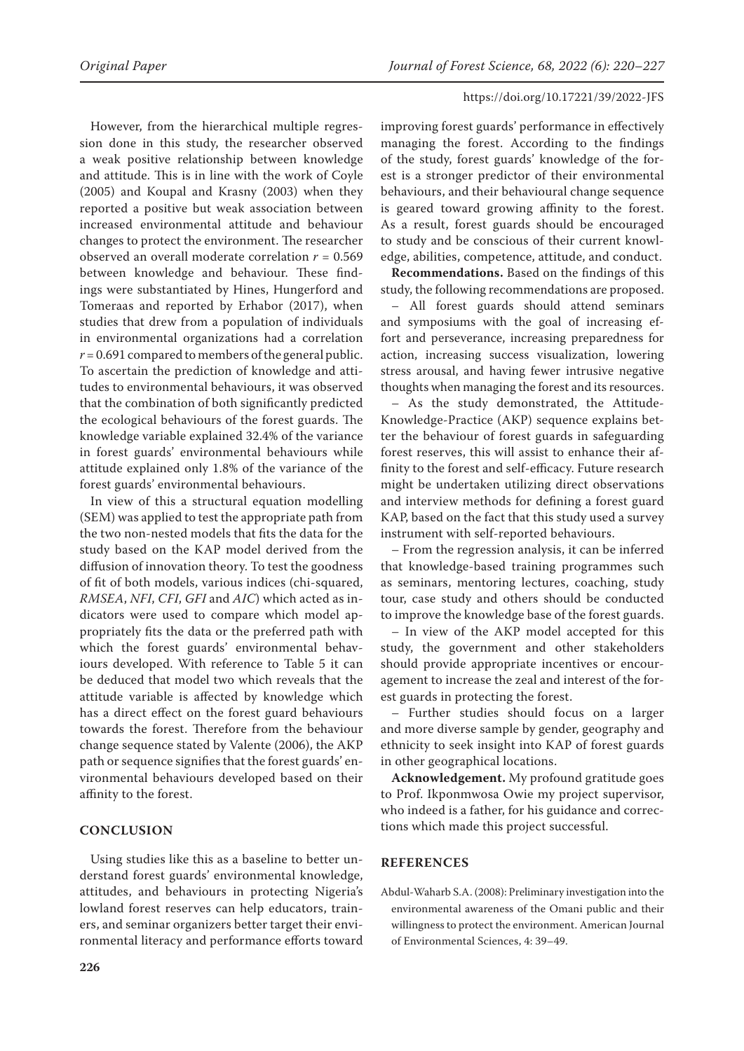However, from the hierarchical multiple regression done in this study, the researcher observed a weak positive relationship between knowledge and attitude. This is in line with the work of Coyle (2005) and Koupal and Krasny (2003) when they reported a positive but weak association between increased environmental attitude and behaviour changes to protect the environment. The researcher observed an overall moderate correlation $r = 0.569$ between knowledge and behaviour. These findings were substantiated by Hines, Hungerford and Tomeraas and reported by Erhabor (2017), when studies that drew from a population of individuals in environmental organizations had a correlation $r = 0.691$ compared to members of the general public. To ascertain the prediction of knowledge and attitudes to environmental behaviours, it was observed that the combination of both significantly predicted the ecological behaviours of the forest guards. The knowledge variable explained 32.4% of the variance in forest guards' environmental behaviours while attitude explained only 1.8% of the variance of the forest guards' environmental behaviours.

In view of this a structural equation modelling (SEM) was applied to test the appropriate path from the two non-nested models that fits the data for the study based on the KAP model derived from the diffusion of innovation theory. To test the goodness of fit of both models, various indices (chi-squared, *RMSEA*, *NFI*, *CFI*, *GFI* and *AIC*) which acted as indicators were used to compare which model appropriately fits the data or the preferred path with which the forest guards' environmental behaviours developed. With reference to Table 5 it can be deduced that model two which reveals that the attitude variable is affected by knowledge which has a direct effect on the forest guard behaviours towards the forest. Therefore from the behaviour change sequence stated by Valente (2006), the AKP path or sequence signifies that the forest guards' environmental behaviours developed based on their affinity to the forest.

## CONCLUSION

Using studies like this as a baseline to better understand forest guards' environmental knowledge, attitudes, and behaviours in protecting Nigeria's lowland forest reserves can help educators, trainers, and seminar organizers better target their environmental literacy and performance efforts toward improving forest guards' performance in effectively managing the forest. According to the findings of the study, forest guards' knowledge of the forest is a stronger predictor of their environmental behaviours, and their behavioural change sequence is geared toward growing affinity to the forest. As a result, forest guards should be encouraged to study and be conscious of their current knowledge, abilities, competence, attitude, and conduct.

**Recommendations.** Based on the findings of this study, the following recommendations are proposed.

– All forest guards should attend seminars and symposiums with the goal of increasing effort and perseverance, increasing preparedness for action, increasing success visualization, lowering stress arousal, and having fewer intrusive negative thoughts when managing the forest and its resources.

– As the study demonstrated, the Attitude-Knowledge-Practice (AKP) sequence explains better the behaviour of forest guards in safeguarding forest reserves, this will assist to enhance their affinity to the forest and self-efficacy. Future research might be undertaken utilizing direct observations and interview methods for defining a forest guard KAP, based on the fact that this study used a survey instrument with self-reported behaviours.

– From the regression analysis, it can be inferred that knowledge-based training programmes such as seminars, mentoring lectures, coaching, study tour, case study and others should be conducted to improve the knowledge base of the forest guards.

– In view of the AKP model accepted for this study, the government and other stakeholders should provide appropriate incentives or encouragement to increase the zeal and interest of the forest guards in protecting the forest.

– Further studies should focus on a larger and more diverse sample by gender, geography and ethnicity to seek insight into KAP of forest guards in other geographical locations.

**Acknowledgement.** My profound gratitude goes to Prof. Ikponmwosa Owie my project supervisor, who indeed is a father, for his guidance and corrections which made this project successful.

## REFERENCES

Abdul-Waharb S.A. (2008): Preliminary investigation into the environmental awareness of the Omani public and their willingness to protect the environment. American Journal of Environmental Sciences, 4: 39–49.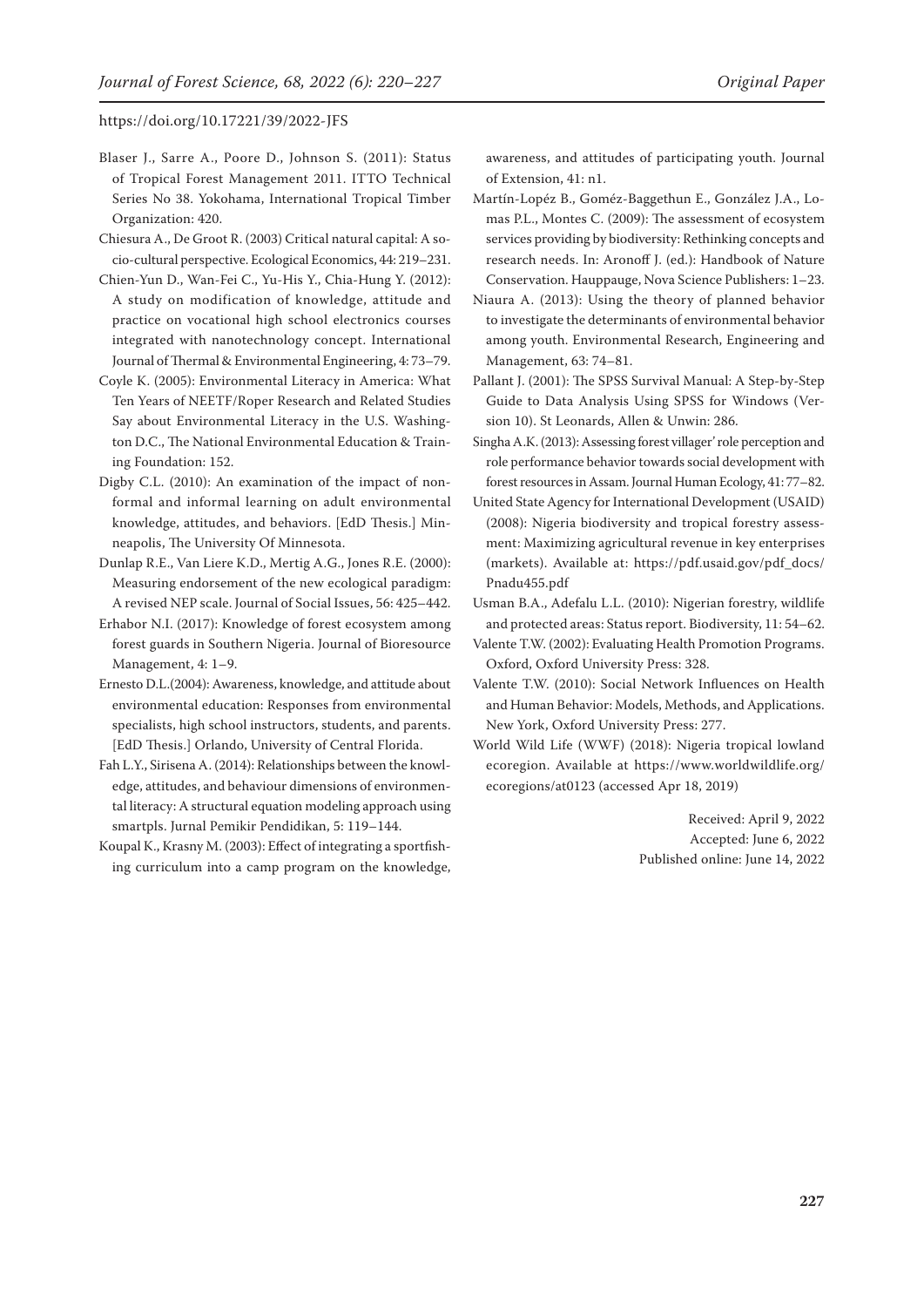Blaser J., Sarre A., Poore D., Johnson S. (2011): Status of Tropical Forest Management 2011. ITTO Technical Series No 38. Yokohama, International Tropical Timber Organization: 420.

Chiesura A., De Groot R. (2003) Critical natural capital: A socio-cultural perspective. Ecological Economics, 44: 219–231.

Chien-Yun D., Wan-Fei C., Yu-His Y., Chia-Hung Y. (2012): A study on modification of knowledge, attitude and practice on vocational high school electronics courses integrated with nanotechnology concept. International Journal of Thermal & Environmental Engineering, 4: 73–79.

Coyle K. (2005): Environmental Literacy in America: What Ten Years of NEETF/Roper Research and Related Studies Say about Environmental Literacy in the U.S. Washington D.C., The National Environmental Education & Training Foundation: 152.

Digby C.L. (2010): An examination of the impact of non-formal and informal learning on adult environmental knowledge, attitudes, and behaviors. [EdD Thesis.] Minneapolis, The University Of Minnesota.

Dunlap R.E., Van Liere K.D., Mertig A.G., Jones R.E. (2000): Measuring endorsement of the new ecological paradigm: A revised NEP scale. Journal of Social Issues, 56: 425–442.

Erhabor N.I. (2017): Knowledge of forest ecosystem among forest guards in Southern Nigeria. Journal of Bioresource Management, 4: 1–9.

Ernesto D.L.(2004): Awareness, knowledge, and attitude about environmental education: Responses from environmental specialists, high school instructors, students, and parents. [EdD Thesis.] Orlando, University of Central Florida.

Fah L.Y., Sirisena A. (2014): Relationships between the knowledge, attitudes, and behaviour dimensions of environmental literacy: A structural equation modeling approach using smartpls. Jurnal Pemikir Pendidikan, 5: 119–144.

Koupal K., Krasny M. (2003): Effect of integrating a sportfishing curriculum into a camp program on the knowledge, awareness, and attitudes of participating youth. Journal of Extension, 41: n1.

Martín-Lopéz B., Goméz-Baggethun E., González J.A., Lomas P.L., Montes C. (2009): The assessment of ecosystem services providing by biodiversity: Rethinking concepts and research needs. In: Aronoff J. (ed.): Handbook of Nature Conservation. Hauppauge, Nova Science Publishers: 1–23.

Niaura A. (2013): Using the theory of planned behavior to investigate the determinants of environmental behavior among youth. Environmental Research, Engineering and Management, 63: 74–81.

Pallant J. (2001): The SPSS Survival Manual: A Step-by-Step Guide to Data Analysis Using SPSS for Windows (Version 10). St Leonards, Allen & Unwin: 286.

Singha A.K. (2013): Assessing forest villager' role perception and role performance behavior towards social development with forest resources in Assam. Journal Human Ecology, 41: 77–82.

United State Agency for International Development (USAID) (2008): Nigeria biodiversity and tropical forestry assessment: Maximizing agricultural revenue in key enterprises (markets). Available at: https://pdf.usaid.gov/pdf_docs/Pnadu455.pdf

Usman B.A., Adefalu L.L. (2010): Nigerian forestry, wildlife and protected areas: Status report. Biodiversity, 11: 54–62.

Valente T.W. (2002): Evaluating Health Promotion Programs. Oxford, Oxford University Press: 328.

Valente T.W. (2010): Social Network Influences on Health and Human Behavior: Models, Methods, and Applications. New York, Oxford University Press: 277.

World Wild Life (WWF) (2018): Nigeria tropical lowland ecoregion. Available at https://www.worldwildlife.org/ecoregions/at0123 (accessed Apr 18, 2019)

Received: April 9, 2022
Accepted: June 6, 2022
Published online: June 14, 2022